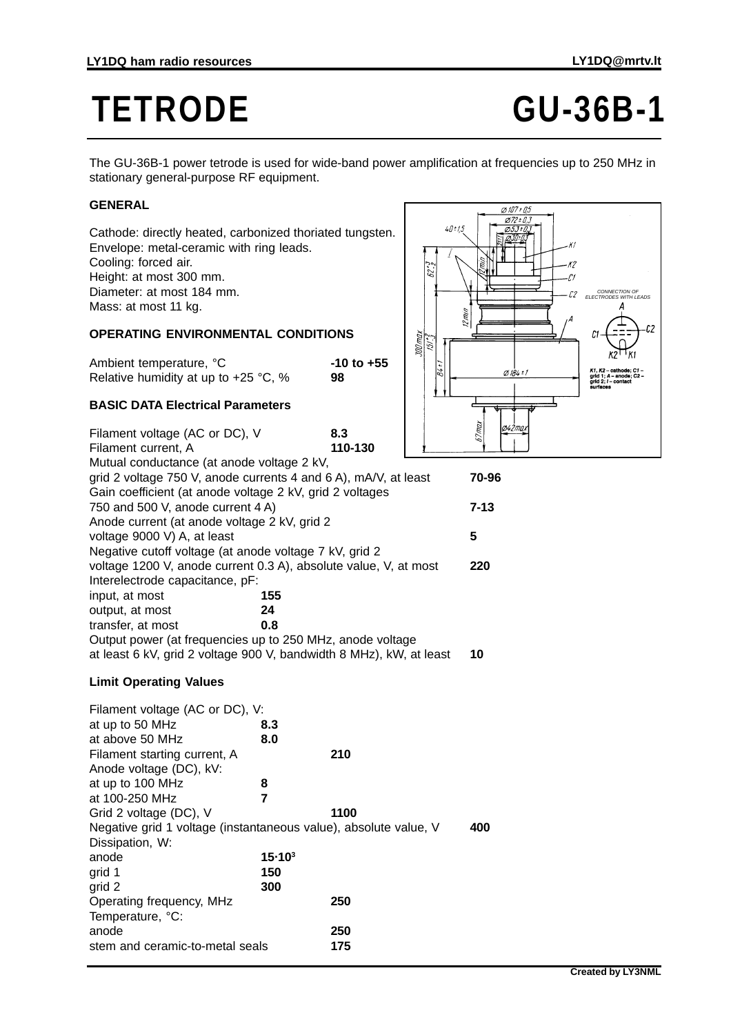# TETRODE GU-36B-1

The GU-36B-1 power tetrode is used for wide-band power amplification at frequencies up to 250 MHz in stationary general-purpose RF equipment.

## GENERAL

Cathode: directly heated, carbonized thoriated tungsten.
Envelope: metal-ceramic with ring leads.
Cooling: forced air.
Height: at most 300 mm.
Diameter: at most 184 mm.
Mass: at most 11 kg.

CONNECTION OF ELECTRODES WITH LEADS

K1, K2 – cathode; C1 – grid 1; A – anode; C2 – grid 2; *l* – contact surfaces

## OPERATING ENVIRONMENTAL CONDITIONS

| | |
|---|---|
| Ambient temperature, °C | **-10 to +55** |
| Relative humidity at up to +25 °C, % | **98** |

## BASIC DATA Electrical Parameters

| | |
|---|---|
| Filament voltage (AC or DC), V | **8.3** |
| Filament current, A | **110-130** |
| Mutual conductance (at anode voltage 2 kV, grid 2 voltage 750 V, anode currents 4 and 6 A), mA/V, at least | **70-96** |
| Gain coefficient (at anode voltage 2 kV, grid 2 voltages 750 and 500 V, anode current 4 A) | **7-13** |
| Anode current (at anode voltage 2 kV, grid 2 voltage 9000 V) A, at least | **5** |
| Negative cutoff voltage (at anode voltage 7 kV, grid 2 voltage 1200 V, anode current 0.3 A), absolute value, V, at most | **220** |
| Interelectrode capacitance, pF: | |
| input, at most | **155** |
| output, at most | **24** |
| transfer, at most | **0.8** |
| Output power (at frequencies up to 250 MHz, anode voltage at least 6 kV, grid 2 voltage 900 V, bandwidth 8 MHz), kW, at least | **10** |

## Limit Operating Values

| | |
|---|---|
| Filament voltage (AC or DC), V: | |
| at up to 50 MHz | **8.3** |
| at above 50 MHz | **8.0** |
| Filament starting current, A | **210** |
| Anode voltage (DC), kV: | |
| at up to 100 MHz | **8** |
| at 100-250 MHz | **7** |
| Grid 2 voltage (DC), V | **1100** |
| Negative grid 1 voltage (instantaneous value), absolute value, V | **400** |
| Dissipation, W: | |
| anode | **$15 \cdot 10^3$** |
| grid 1 | **150** |
| grid 2 | **300** |
| Operating frequency, MHz | **250** |
| Temperature, °C: | |
| anode | **250** |
| stem and ceramic-to-metal seals | **175** |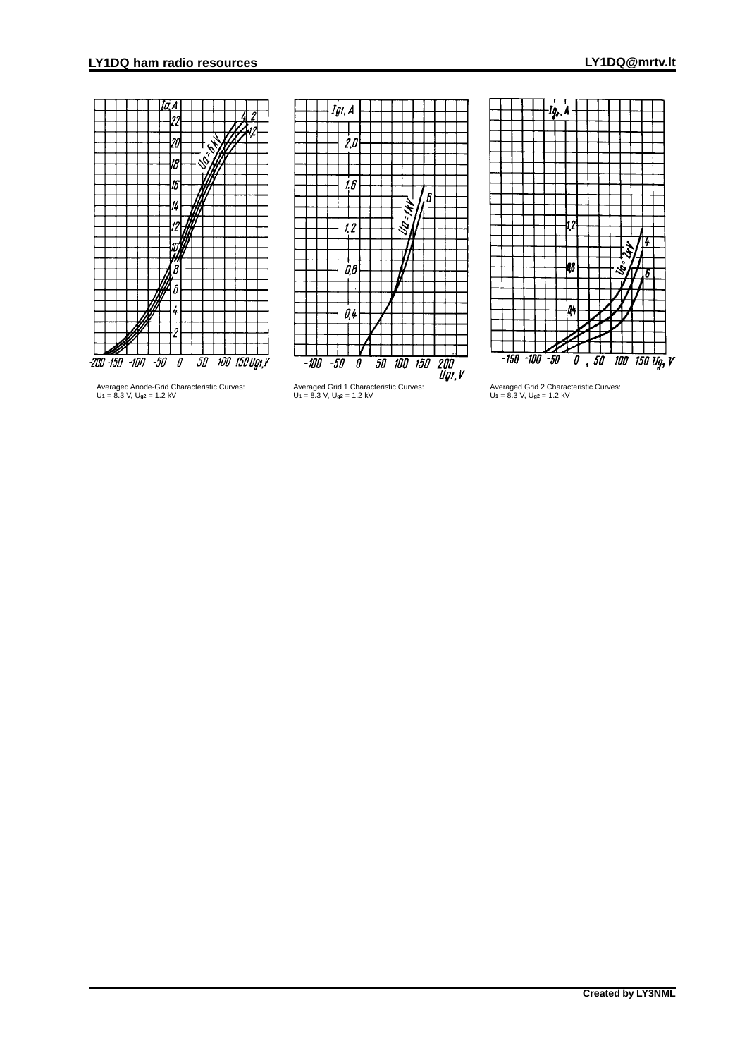Ia, A

22

20

18

16

14

12

10

8

6

4

2

Ua=6kV

4 2

12

-200 -150 -100 -50 0 50 100 150 Ug1, V

Averaged Anode-Grid Characteristic Curves:
$U_1$ = 8.3 V, $U_{g2}$ = 1.2 kV

Ig1, A

2,0

1,6

1,2

0,8

0,4

Ua=1kV

6

-100 -50 0 50 100 150 200
Ug1, V

Averaged Grid 1 Characteristic Curves:
$U_1$ = 8.3 V, $U_{g2}$ = 1.2 kV

Ig2, A

1,2

0,8

0,4

Ua=1kV

4

6

-150 -100 -50 0 50 100 150 Ug1, V

Averaged Grid 2 Characteristic Curves:
$U_1$ = 8.3 V, $U_{g2}$ = 1.2 kV